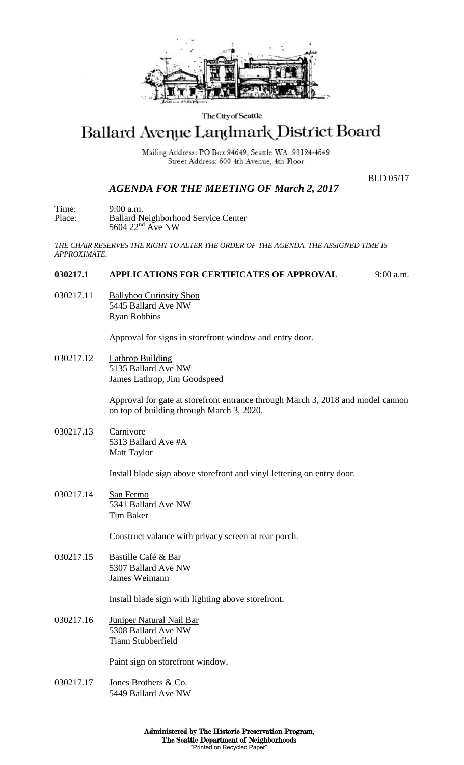The City of Seattle

# Ballard Avenue Landmark District Board

Mailing Address: PO Box 94649, Seattle WA 98124-4649
Street Address: 600 4th Avenue, 4th Floor

BLD 05/17

## *AGENDA FOR THE MEETING OF March 2, 2017*

Time: 9:00 a.m.
Place: Ballard Neighborhood Service Center
5604 22nd Ave NW

*THE CHAIR RESERVES THE RIGHT TO ALTER THE ORDER OF THE AGENDA. THE ASSIGNED TIME IS APPROXIMATE.*

**030217.1 APPLICATIONS FOR CERTIFICATES OF APPROVAL** 9:00 a.m.

030217.11 Ballyhoo Curiosity Shop
5445 Ballard Ave NW
Ryan Robbins

Approval for signs in storefront window and entry door.

030217.12 Lathrop Building
5135 Ballard Ave NW
James Lathrop, Jim Goodspeed

Approval for gate at storefront entrance through March 3, 2018 and model cannon on top of building through March 3, 2020.

030217.13 Carnivore
5313 Ballard Ave #A
Matt Taylor

Install blade sign above storefront and vinyl lettering on entry door.

030217.14 San Fermo
5341 Ballard Ave NW
Tim Baker

Construct valance with privacy screen at rear porch.

030217.15 Bastille Café & Bar
5307 Ballard Ave NW
James Weimann

Install blade sign with lighting above storefront.

030217.16 Juniper Natural Nail Bar
5308 Ballard Ave NW
Tiann Stubberfield

Paint sign on storefront window.

030217.17 Jones Brothers & Co.
5449 Ballard Ave NW

**Administered by The Historic Preservation Program, The Seattle Department of Neighborhoods**
"Printed on Recycled Paper"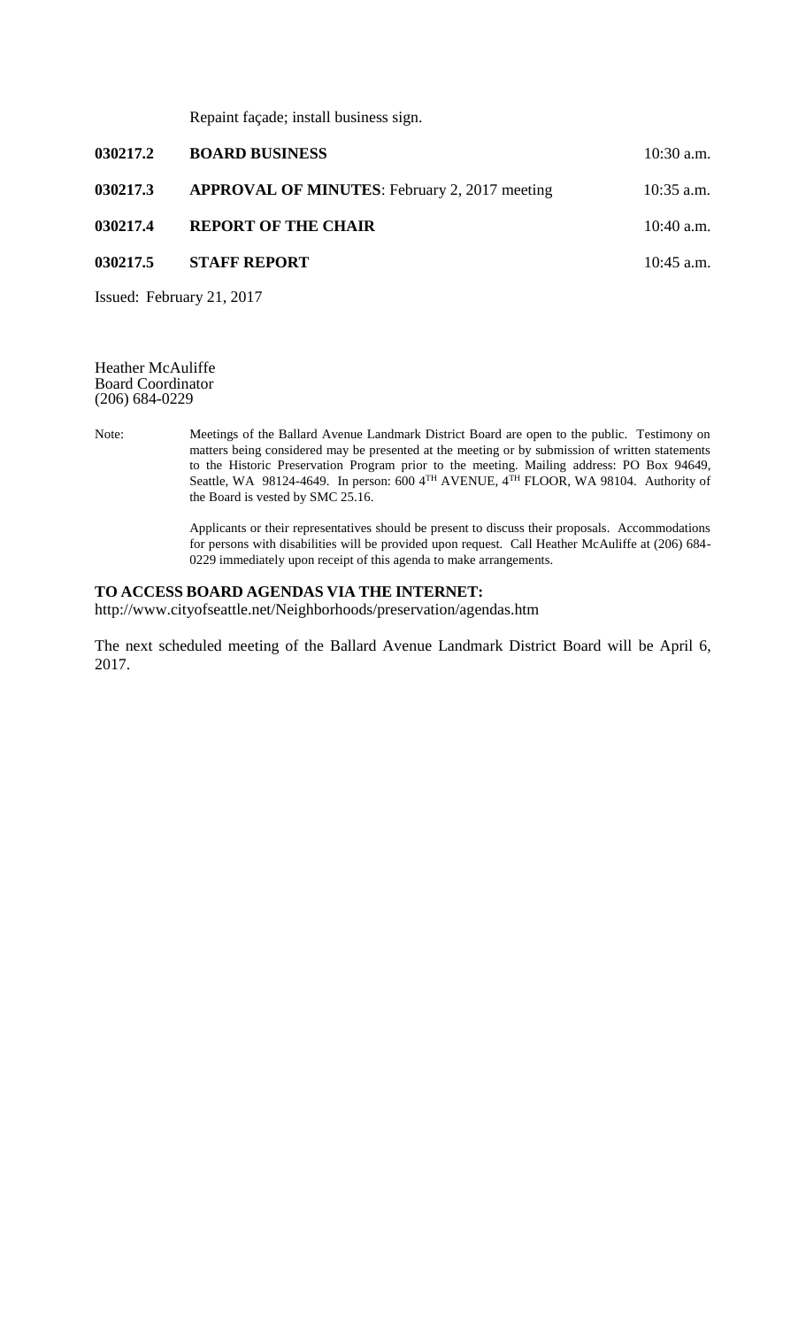Repaint façade; install business sign.

| | | |
|---|---|---|
| **030217.2** | **BOARD BUSINESS** | 10:30 a.m. |
| **030217.3** | **APPROVAL OF MINUTES**: February 2, 2017 meeting | 10:35 a.m. |
| **030217.4** | **REPORT OF THE CHAIR** | 10:40 a.m. |
| **030217.5** | **STAFF REPORT** | 10:45 a.m. |

Issued: February 21, 2017

Heather McAuliffe
Board Coordinator
(206) 684-0229

Note: Meetings of the Ballard Avenue Landmark District Board are open to the public. Testimony on matters being considered may be presented at the meeting or by submission of written statements to the Historic Preservation Program prior to the meeting. Mailing address: PO Box 94649, Seattle, WA 98124-4649. In person: 600 4TH AVENUE, 4TH FLOOR, WA 98104. Authority of the Board is vested by SMC 25.16.

Applicants or their representatives should be present to discuss their proposals. Accommodations for persons with disabilities will be provided upon request. Call Heather McAuliffe at (206) 684-0229 immediately upon receipt of this agenda to make arrangements.

**TO ACCESS BOARD AGENDAS VIA THE INTERNET:**
http://www.cityofseattle.net/Neighborhoods/preservation/agendas.htm

The next scheduled meeting of the Ballard Avenue Landmark District Board will be April 6, 2017.